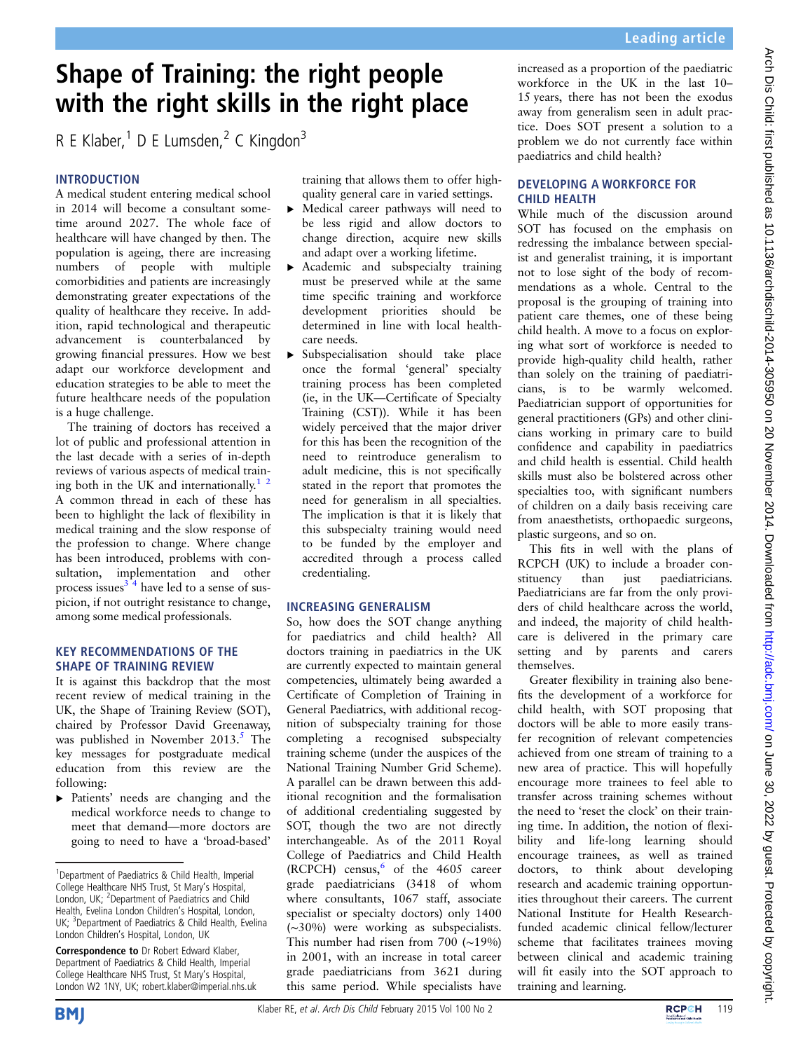# Shape of Training: the right people with the right skills in the right place

R E Klaber,[1] D E Lumsden,[2] C Kingdon[3]

## INTRODUCTION

A medical student entering medical school in 2014 will become a consultant sometime around 2027. The whole face of healthcare will have changed by then. The population is ageing, there are increasing numbers of people with multiple comorbidities and patients are increasingly demonstrating greater expectations of the quality of healthcare they receive. In addition, rapid technological and therapeutic advancement is counterbalanced by growing financial pressures. How we best adapt our workforce development and education strategies to be able to meet the future healthcare needs of the population is a huge challenge.

The training of doctors has received a lot of public and professional attention in the last decade with a series of in-depth reviews of various aspects of medical training both in the UK and internationally.[1,2] A common thread in each of these has been to highlight the lack of flexibility in medical training and the slow response of the profession to change. Where change has been introduced, problems with consultation, implementation and other process issues[3,4] have led to a sense of suspicion, if not outright resistance to change, among some medical professionals.

## KEY RECOMMENDATIONS OF THE SHAPE OF TRAINING REVIEW

It is against this backdrop that the most recent review of medical training in the UK, the Shape of Training Review (SOT), chaired by Professor David Greenaway, was published in November 2013.[5] The key messages for postgraduate medical education from this review are the following:

- Patients' needs are changing and the medical workforce needs to change to meet that demand—more doctors are going to need to have a 'broad-based' training that allows them to offer high-quality general care in varied settings.
- Medical career pathways will need to be less rigid and allow doctors to change direction, acquire new skills and adapt over a working lifetime.
- Academic and subspecialty training must be preserved while at the same time specific training and workforce development priorities should be determined in line with local healthcare needs.
- Subspecialisation should take place once the formal 'general' specialty training process has been completed (ie, in the UK—Certificate of Specialty Training (CST)). While it has been widely perceived that the major driver for this has been the recognition of the need to reintroduce generalism to adult medicine, this is not specifically stated in the report that promotes the need for generalism in all specialties. The implication is that it is likely that this subspecialty training would need to be funded by the employer and accredited through a process called credentialing.

## INCREASING GENERALISM

So, how does the SOT change anything for paediatrics and child health? All doctors training in paediatrics in the UK are currently expected to maintain general competencies, ultimately being awarded a Certificate of Completion of Training in General Paediatrics, with additional recognition of subspecialty training for those completing a recognised subspecialty training scheme (under the auspices of the National Training Number Grid Scheme). A parallel can be drawn between this additional recognition and the formalisation of additional credentialing suggested by SOT, though the two are not directly interchangeable. As of the 2011 Royal College of Paediatrics and Child Health (RCPCH) census,[6] of the 4605 career grade paediatricians (3418 of whom where consultants, 1067 staff, associate specialist or specialty doctors) only 1400 (~30%) were working as subspecialists. This number had risen from 700 (~19%) in 2001, with an increase in total career grade paediatricians from 3621 during this same period. While specialists have increased as a proportion of the paediatric workforce in the UK in the last 10–15 years, there has not been the exodus away from generalism seen in adult practice. Does SOT present a solution to a problem we do not currently face within paediatrics and child health?

## DEVELOPING A WORKFORCE FOR CHILD HEALTH

While much of the discussion around SOT has focused on the emphasis on redressing the imbalance between specialist and generalist training, it is important not to lose sight of the body of recommendations as a whole. Central to the proposal is the grouping of training into patient care themes, one of these being child health. A move to a focus on exploring what sort of workforce is needed to provide high-quality child health, rather than solely on the training of paediatricians, is to be warmly welcomed. Paediatrician support of opportunities for general practitioners (GPs) and other clinicians working in primary care to build confidence and capability in paediatrics and child health is essential. Child health skills must also be bolstered across other specialties too, with significant numbers of children on a daily basis receiving care from anaesthetists, orthopaedic surgeons, plastic surgeons, and so on.

This fits in well with the plans of RCPCH (UK) to include a broader constituency than just paediatricians. Paediatricians are far from the only providers of child healthcare across the world, and indeed, the majority of child healthcare is delivered in the primary care setting and by parents and carers themselves.

Greater flexibility in training also benefits the development of a workforce for child health, with SOT proposing that doctors will be able to more easily transfer recognition of relevant competencies achieved from one stream of training to a new area of practice. This will hopefully encourage more trainees to feel able to transfer across training schemes without the need to 'reset the clock' on their training time. In addition, the notion of flexibility and life-long learning should encourage trainees, as well as trained doctors, to think about developing research and academic training opportunities throughout their careers. The current National Institute for Health Research-funded academic clinical fellow/lecturer scheme that facilitates trainees moving between clinical and academic training will fit easily into the SOT approach to training and learning.

---

[1]Department of Paediatrics & Child Health, Imperial College Healthcare NHS Trust, St Mary's Hospital, London, UK; [2]Department of Paediatrics and Child Health, Evelina London Children's Hospital, London, UK; [3]Department of Paediatrics & Child Health, Evelina London Children's Hospital, London, UK

**Correspondence to** Dr Robert Edward Klaber, Department of Paediatrics & Child Health, Imperial College Healthcare NHS Trust, St Mary's Hospital, London W2 1NY, UK; robert.klaber@imperial.nhs.uk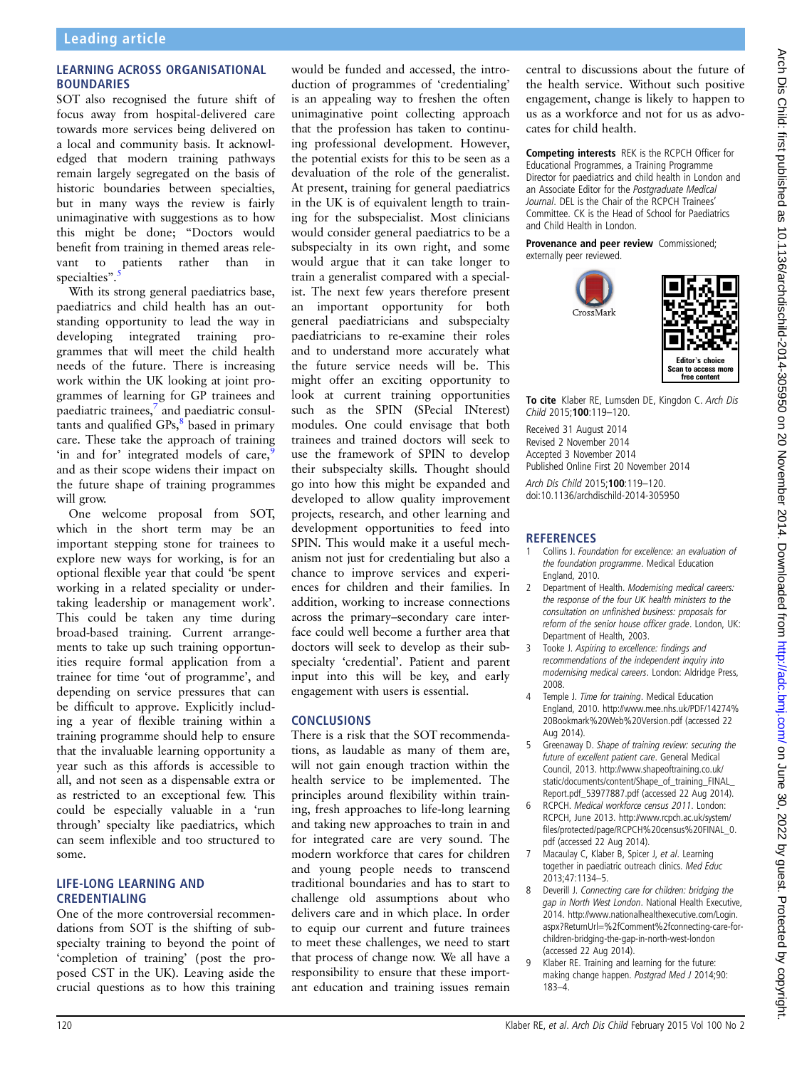## LEARNING ACROSS ORGANISATIONAL BOUNDARIES

SOT also recognised the future shift of focus away from hospital-delivered care towards more services being delivered on a local and community basis. It acknowledged that modern training pathways remain largely segregated on the basis of historic boundaries between specialties, but in many ways the review is fairly unimaginative with suggestions as to how this might be done; "Doctors would benefit from training in themed areas relevant to patients rather than in specialties".[5]

With its strong general paediatrics base, paediatrics and child health has an outstanding opportunity to lead the way in developing integrated training programmes that will meet the child health needs of the future. There is increasing work within the UK looking at joint programmes of learning for GP trainees and paediatric trainees,[7] and paediatric consultants and qualified GPs,[8] based in primary care. These take the approach of training 'in and for' integrated models of care,[9] and as their scope widens their impact on the future shape of training programmes will grow.

One welcome proposal from SOT, which in the short term may be an important stepping stone for trainees to explore new ways for working, is for an optional flexible year that could 'be spent working in a related speciality or undertaking leadership or management work'. This could be taken any time during broad-based training. Current arrangements to take up such training opportunities require formal application from a trainee for time 'out of programme', and depending on service pressures that can be difficult to approve. Explicitly including a year of flexible training within a training programme should help to ensure that the invaluable learning opportunity a year such as this affords is accessible to all, and not seen as a dispensable extra or as restricted to an exceptional few. This could be especially valuable in a 'run through' specialty like paediatrics, which can seem inflexible and too structured to some.

## LIFE-LONG LEARNING AND CREDENTIALING

One of the more controversial recommendations from SOT is the shifting of subspecialty training to beyond the point of 'completion of training' (post the proposed CST in the UK). Leaving aside the crucial questions as to how this training would be funded and accessed, the introduction of programmes of 'credentialing' is an appealing way to freshen the often unimaginative point collecting approach that the profession has taken to continuing professional development. However, the potential exists for this to be seen as a devaluation of the role of the generalist. At present, training for general paediatrics in the UK is of equivalent length to training for the subspecialist. Most clinicians would consider general paediatrics to be a subspecialty in its own right, and some would argue that it can take longer to train a generalist compared with a specialist. The next few years therefore present an important opportunity for both general paediatricians and subspecialty paediatricians to re-examine their roles and to understand more accurately what the future service needs will be. This might offer an exciting opportunity to look at current training opportunities such as the SPIN (SPecial INterest) modules. One could envisage that both trainees and trained doctors will seek to use the framework of SPIN to develop their subspecialty skills. Thought should go into how this might be expanded and developed to allow quality improvement projects, research, and other learning and development opportunities to feed into SPIN. This would make it a useful mechanism not just for credentialing but also a chance to improve services and experiences for children and their families. In addition, working to increase connections across the primary–secondary care interface could well become a further area that doctors will seek to develop as their subspecialty 'credential'. Patient and parent input into this will be key, and early engagement with users is essential.

## CONCLUSIONS

There is a risk that the SOT recommendations, as laudable as many of them are, will not gain enough traction within the health service to be implemented. The principles around flexibility within training, fresh approaches to life-long learning and taking new approaches to train in and for integrated care are very sound. The modern workforce that cares for children and young people needs to transcend traditional boundaries and has to start to challenge old assumptions about who delivers care and in which place. In order to equip our current and future trainees to meet these challenges, we need to start that process of change now. We all have a responsibility to ensure that these important education and training issues remain central to discussions about the future of the health service. Without such positive engagement, change is likely to happen to us as a workforce and not for us as advocates for child health.

**Competing interests** REK is the RCPCH Officer for Educational Programmes, a Training Programme Director for paediatrics and child health in London and an Associate Editor for the *Postgraduate Medical Journal*. DEL is the Chair of the RCPCH Trainees' Committee. CK is the Head of School for Paediatrics and Child Health in London.

**Provenance and peer review** Commissioned; externally peer reviewed.

Editor's choice
Scan to access more free content

**To cite** Klaber RE, Lumsden DE, Kingdon C. *Arch Dis Child* 2015;**100**:119–120.

Received 31 August 2014
Revised 2 November 2014
Accepted 3 November 2014
Published Online First 20 November 2014

*Arch Dis Child* 2015;**100**:119–120.
doi:10.1136/archdischild-2014-305950

## REFERENCES

1. Collins J. *Foundation for excellence: an evaluation of the foundation programme*. Medical Education England, 2010.
2. Department of Health. *Modernising medical careers: the response of the four UK health ministers to the consultation on unfinished business: proposals for reform of the senior house officer grade*. London, UK: Department of Health, 2003.
3. Tooke J. *Aspiring to excellence: findings and recommendations of the independent inquiry into modernising medical careers*. London: Aldridge Press, 2008.
4. Temple J. *Time for training*. Medical Education England, 2010. http://www.mee.nhs.uk/PDF/14274%20Bookmark%20Web%20Version.pdf (accessed 22 Aug 2014).
5. Greenaway D. *Shape of training review: securing the future of excellent patient care*. General Medical Council, 2013. http://www.shapeoftraining.co.uk/static/documents/content/Shape_of_training_FINAL_Report.pdf_53977887.pdf (accessed 22 Aug 2014).
6. RCPCH. *Medical workforce census 2011*. London: RCPCH, June 2013. http://www.rcpch.ac.uk/system/files/protected/page/RCPCH%20census%20FINAL_0.pdf (accessed 22 Aug 2014).
7. Macaulay C, Klaber B, Spicer J, *et al*. Learning together in paediatric outreach clinics. *Med Educ* 2013;47:1134–5.
8. Deverill J. *Connecting care for children: bridging the gap in North West London*. National Health Executive, 2014. http://www.nationalhealthexecutive.com/Login.aspx?ReturnUrl=%2fComment%2fconnecting-care-for-children-bridging-the-gap-in-north-west-london (accessed 22 Aug 2014).
9. Klaber RE. Training and learning for the future: making change happen. *Postgrad Med J* 2014;90:183–4.